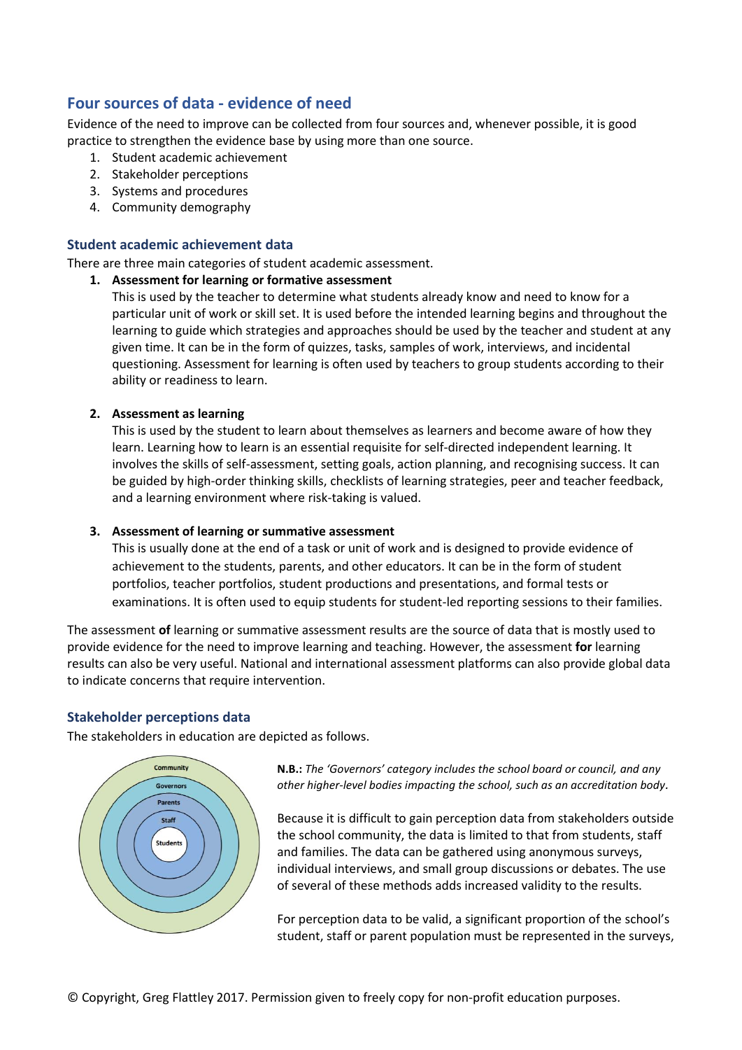## Four sources of data - evidence of need

Evidence of the need to improve can be collected from four sources and, whenever possible, it is good practice to strengthen the evidence base by using more than one source.

1. Student academic achievement
2. Stakeholder perceptions
3. Systems and procedures
4. Community demography

### Student academic achievement data

There are three main categories of student academic assessment.

1. **Assessment for learning or formative assessment**
   This is used by the teacher to determine what students already know and need to know for a particular unit of work or skill set. It is used before the intended learning begins and throughout the learning to guide which strategies and approaches should be used by the teacher and student at any given time. It can be in the form of quizzes, tasks, samples of work, interviews, and incidental questioning. Assessment for learning is often used by teachers to group students according to their ability or readiness to learn.

2. **Assessment as learning**
   This is used by the student to learn about themselves as learners and become aware of how they learn. Learning how to learn is an essential requisite for self-directed independent learning. It involves the skills of self-assessment, setting goals, action planning, and recognising success. It can be guided by high-order thinking skills, checklists of learning strategies, peer and teacher feedback, and a learning environment where risk-taking is valued.

3. **Assessment of learning or summative assessment**
   This is usually done at the end of a task or unit of work and is designed to provide evidence of achievement to the students, parents, and other educators. It can be in the form of student portfolios, teacher portfolios, student productions and presentations, and formal tests or examinations. It is often used to equip students for student-led reporting sessions to their families.

The assessment **of** learning or summative assessment results are the source of data that is mostly used to provide evidence for the need to improve learning and teaching. However, the assessment **for** learning results can also be very useful. National and international assessment platforms can also provide global data to indicate concerns that require intervention.

### Stakeholder perceptions data

The stakeholders in education are depicted as follows.

Community
Governors
Parents
Staff
Students

**N.B.:** *The 'Governors' category includes the school board or council, and any other higher-level bodies impacting the school, such as an accreditation body.*

Because it is difficult to gain perception data from stakeholders outside the school community, the data is limited to that from students, staff and families. The data can be gathered using anonymous surveys, individual interviews, and small group discussions or debates. The use of several of these methods adds increased validity to the results.

For perception data to be valid, a significant proportion of the school's student, staff or parent population must be represented in the surveys,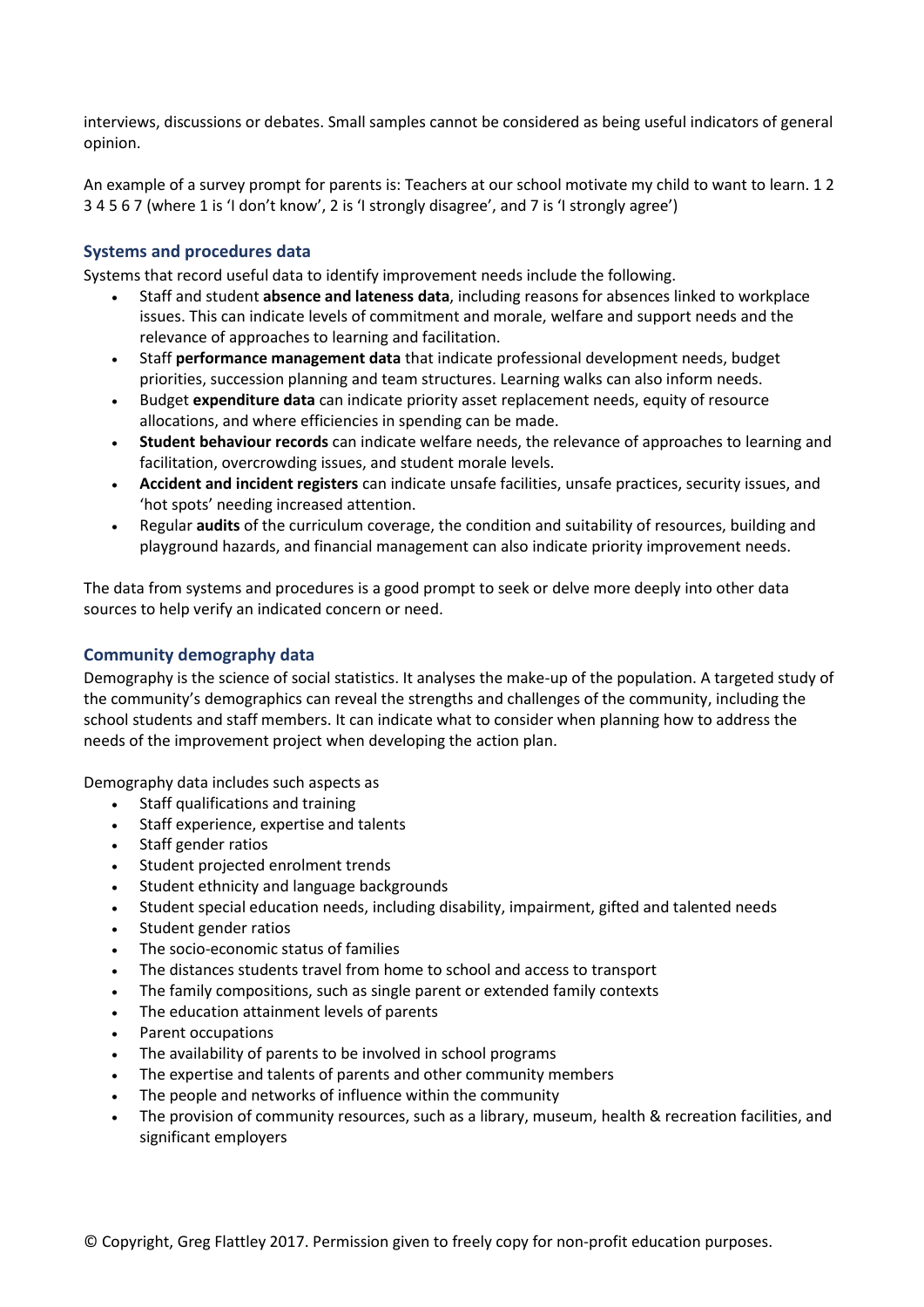interviews, discussions or debates. Small samples cannot be considered as being useful indicators of general opinion.

An example of a survey prompt for parents is: Teachers at our school motivate my child to want to learn. 1 2 3 4 5 6 7 (where 1 is 'I don't know', 2 is 'I strongly disagree', and 7 is 'I strongly agree')

### Systems and procedures data

Systems that record useful data to identify improvement needs include the following.

- Staff and student **absence and lateness data**, including reasons for absences linked to workplace issues. This can indicate levels of commitment and morale, welfare and support needs and the relevance of approaches to learning and facilitation.
- Staff **performance management data** that indicate professional development needs, budget priorities, succession planning and team structures. Learning walks can also inform needs.
- Budget **expenditure data** can indicate priority asset replacement needs, equity of resource allocations, and where efficiencies in spending can be made.
- **Student behaviour records** can indicate welfare needs, the relevance of approaches to learning and facilitation, overcrowding issues, and student morale levels.
- **Accident and incident registers** can indicate unsafe facilities, unsafe practices, security issues, and 'hot spots' needing increased attention.
- Regular **audits** of the curriculum coverage, the condition and suitability of resources, building and playground hazards, and financial management can also indicate priority improvement needs.

The data from systems and procedures is a good prompt to seek or delve more deeply into other data sources to help verify an indicated concern or need.

### Community demography data

Demography is the science of social statistics. It analyses the make-up of the population. A targeted study of the community's demographics can reveal the strengths and challenges of the community, including the school students and staff members. It can indicate what to consider when planning how to address the needs of the improvement project when developing the action plan.

Demography data includes such aspects as

- Staff qualifications and training
- Staff experience, expertise and talents
- Staff gender ratios
- Student projected enrolment trends
- Student ethnicity and language backgrounds
- Student special education needs, including disability, impairment, gifted and talented needs
- Student gender ratios
- The socio-economic status of families
- The distances students travel from home to school and access to transport
- The family compositions, such as single parent or extended family contexts
- The education attainment levels of parents
- Parent occupations
- The availability of parents to be involved in school programs
- The expertise and talents of parents and other community members
- The people and networks of influence within the community
- The provision of community resources, such as a library, museum, health & recreation facilities, and significant employers

© Copyright, Greg Flattley 2017. Permission given to freely copy for non-profit education purposes.